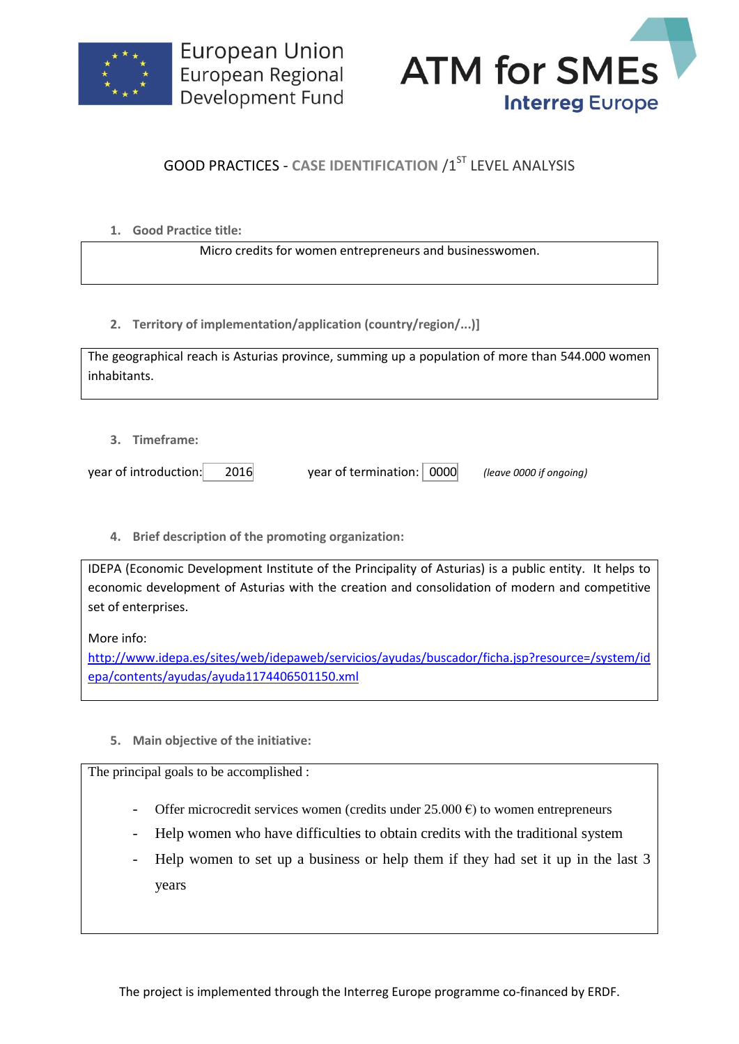European Union
European Regional
Development Fund

ATM for SMEs
Interreg Europe

# GOOD PRACTICES - CASE IDENTIFICATION /1ST LEVEL ANALYSIS

**1. Good Practice title:**

Micro credits for women entrepreneurs and businesswomen.

**2. Territory of implementation/application (country/region/...)]**

The geographical reach is Asturias province, summing up a population of more than 544.000 women inhabitants.

**3. Timeframe:**

year of introduction: 2016 year of termination: 0000 *(leave 0000 if ongoing)*

**4. Brief description of the promoting organization:**

IDEPA (Economic Development Institute of the Principality of Asturias) is a public entity. It helps to economic development of Asturias with the creation and consolidation of modern and competitive set of enterprises.

More info:
http://www.idepa.es/sites/web/idepaweb/servicios/ayudas/buscador/ficha.jsp?resource=/system/idepa/contents/ayudas/ayuda1174406501150.xml

**5. Main objective of the initiative:**

The principal goals to be accomplished :

- Offer microcredit services women (credits under 25.000 €) to women entrepreneurs
- Help women who have difficulties to obtain credits with the traditional system
- Help women to set up a business or help them if they had set it up in the last 3 years

The project is implemented through the Interreg Europe programme co-financed by ERDF.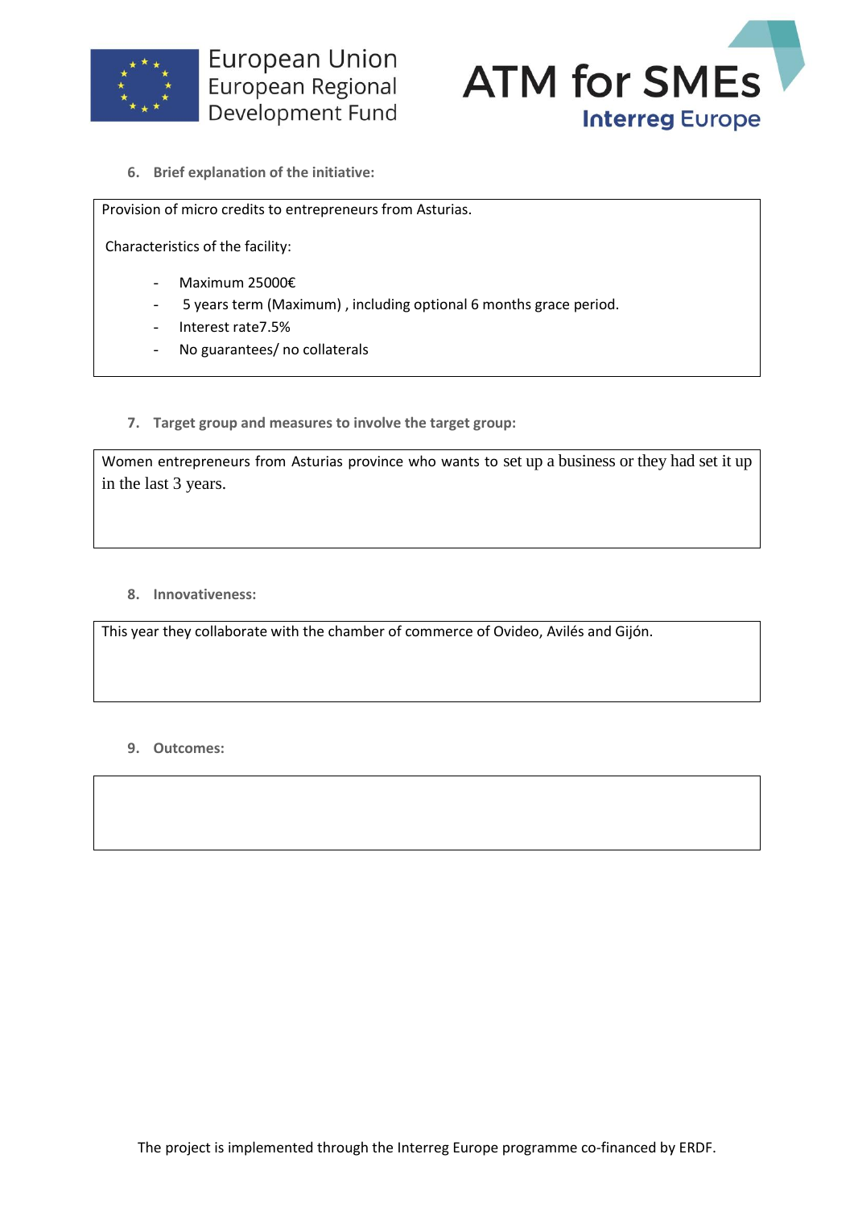6. **Brief explanation of the initiative:**

Provision of micro credits to entrepreneurs from Asturias.

Characteristics of the facility:

- Maximum 25000€
- 5 years term (Maximum) , including optional 6 months grace period.
- Interest rate7.5%
- No guarantees/ no collaterals

7. **Target group and measures to involve the target group:**

Women entrepreneurs from Asturias province who wants to set up a business or they had set it up in the last 3 years.

8. **Innovativeness:**

This year they collaborate with the chamber of commerce of Ovideo, Avilés and Gijón.

9. **Outcomes:**